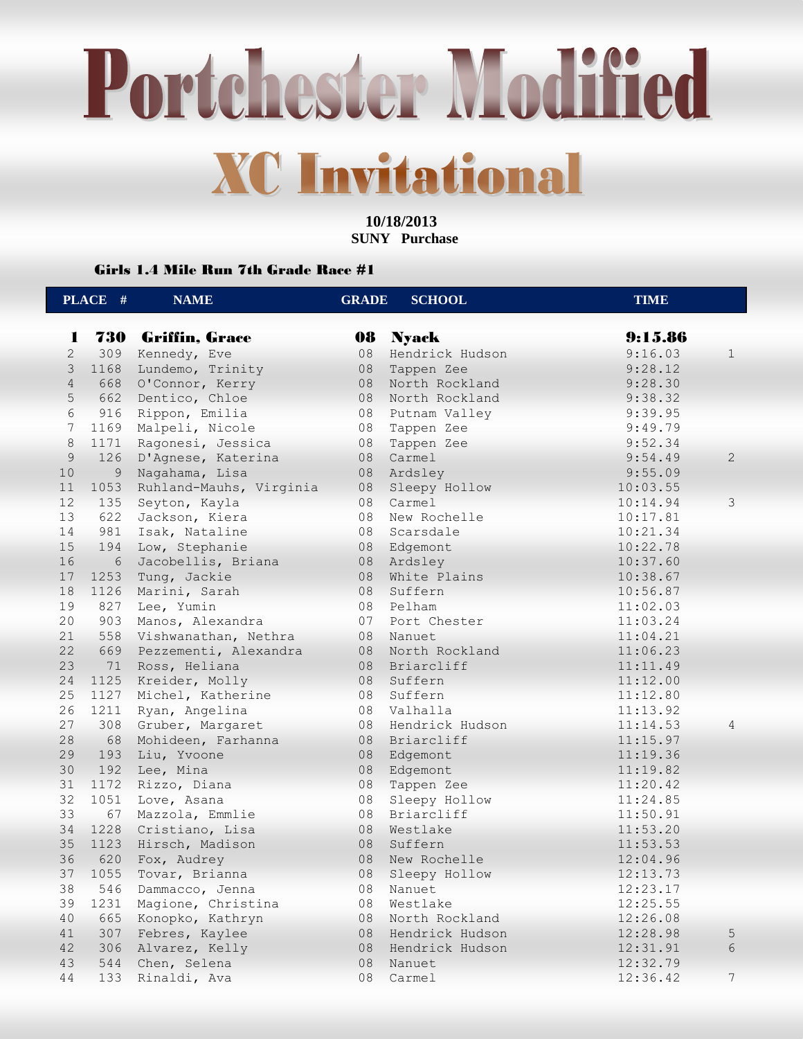# Portchester Modified

## XC Invitational

**10/18/2013**
**SUNY Purchase**

### Girls 1.4 Mile Run 7th Grade Race #1

| PLACE | # | NAME | GRADE | SCHOOL | TIME | |
|---|---|---|---|---|---|---|
| **1** | **730** | **Griffin, Grace** | **08** | **Nyack** | **9:15.86** | |
| 2 | 309 | Kennedy, Eve | 08 | Hendrick Hudson | 9:16.03 | 1 |
| 3 | 1168 | Lundemo, Trinity | 08 | Tappen Zee | 9:28.12 | |
| 4 | 668 | O'Connor, Kerry | 08 | North Rockland | 9:28.30 | |
| 5 | 662 | Dentico, Chloe | 08 | North Rockland | 9:38.32 | |
| 6 | 916 | Rippon, Emilia | 08 | Putnam Valley | 9:39.95 | |
| 7 | 1169 | Malpeli, Nicole | 08 | Tappen Zee | 9:49.79 | |
| 8 | 1171 | Ragonesi, Jessica | 08 | Tappen Zee | 9:52.34 | |
| 9 | 126 | D'Agnese, Katerina | 08 | Carmel | 9:54.49 | 2 |
| 10 | 9 | Nagahama, Lisa | 08 | Ardsley | 9:55.09 | |
| 11 | 1053 | Ruhland-Mauhs, Virginia | 08 | Sleepy Hollow | 10:03.55 | |
| 12 | 135 | Seyton, Kayla | 08 | Carmel | 10:14.94 | 3 |
| 13 | 622 | Jackson, Kiera | 08 | New Rochelle | 10:17.81 | |
| 14 | 981 | Isak, Nataline | 08 | Scarsdale | 10:21.34 | |
| 15 | 194 | Low, Stephanie | 08 | Edgemont | 10:22.78 | |
| 16 | 6 | Jacobellis, Briana | 08 | Ardsley | 10:37.60 | |
| 17 | 1253 | Tung, Jackie | 08 | White Plains | 10:38.67 | |
| 18 | 1126 | Marini, Sarah | 08 | Suffern | 10:56.87 | |
| 19 | 827 | Lee, Yumin | 08 | Pelham | 11:02.03 | |
| 20 | 903 | Manos, Alexandra | 07 | Port Chester | 11:03.24 | |
| 21 | 558 | Vishwanathan, Nethra | 08 | Nanuet | 11:04.21 | |
| 22 | 669 | Pezzementi, Alexandra | 08 | North Rockland | 11:06.23 | |
| 23 | 71 | Ross, Heliana | 08 | Briarcliff | 11:11.49 | |
| 24 | 1125 | Kreider, Molly | 08 | Suffern | 11:12.00 | |
| 25 | 1127 | Michel, Katherine | 08 | Suffern | 11:12.80 | |
| 26 | 1211 | Ryan, Angelina | 08 | Valhalla | 11:13.92 | |
| 27 | 308 | Gruber, Margaret | 08 | Hendrick Hudson | 11:14.53 | 4 |
| 28 | 68 | Mohideen, Farhanna | 08 | Briarcliff | 11:15.97 | |
| 29 | 193 | Liu, Yvoone | 08 | Edgemont | 11:19.36 | |
| 30 | 192 | Lee, Mina | 08 | Edgemont | 11:19.82 | |
| 31 | 1172 | Rizzo, Diana | 08 | Tappen Zee | 11:20.42 | |
| 32 | 1051 | Love, Asana | 08 | Sleepy Hollow | 11:24.85 | |
| 33 | 67 | Mazzola, Emmlie | 08 | Briarcliff | 11:50.91 | |
| 34 | 1228 | Cristiano, Lisa | 08 | Westlake | 11:53.20 | |
| 35 | 1123 | Hirsch, Madison | 08 | Suffern | 11:53.53 | |
| 36 | 620 | Fox, Audrey | 08 | New Rochelle | 12:04.96 | |
| 37 | 1055 | Tovar, Brianna | 08 | Sleepy Hollow | 12:13.73 | |
| 38 | 546 | Dammacco, Jenna | 08 | Nanuet | 12:23.17 | |
| 39 | 1231 | Magione, Christina | 08 | Westlake | 12:25.55 | |
| 40 | 665 | Konopko, Kathryn | 08 | North Rockland | 12:26.08 | |
| 41 | 307 | Febres, Kaylee | 08 | Hendrick Hudson | 12:28.98 | 5 |
| 42 | 306 | Alvarez, Kelly | 08 | Hendrick Hudson | 12:31.91 | 6 |
| 43 | 544 | Chen, Selena | 08 | Nanuet | 12:32.79 | |
| 44 | 133 | Rinaldi, Ava | 08 | Carmel | 12:36.42 | 7 |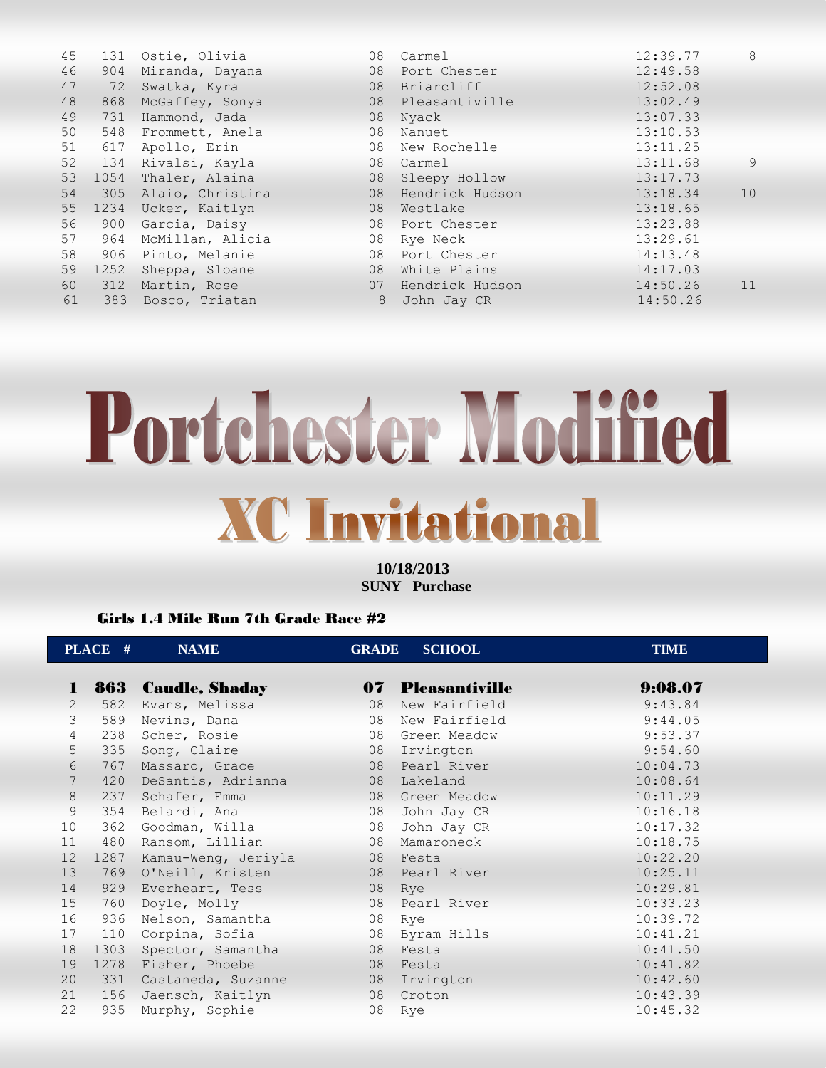| PLACE | # | NAME | GRADE | SCHOOL | TIME | |
|---|---|---|---|---|---|---|
| 45 | 131 | Ostie, Olivia | 08 | Carmel | 12:39.77 | 8 |
| 46 | 904 | Miranda, Dayana | 08 | Port Chester | 12:49.58 | |
| 47 | 72 | Swatka, Kyra | 08 | Briarcliff | 12:52.08 | |
| 48 | 868 | McGaffey, Sonya | 08 | Pleasantiville | 13:02.49 | |
| 49 | 731 | Hammond, Jada | 08 | Nyack | 13:07.33 | |
| 50 | 548 | Frommett, Anela | 08 | Nanuet | 13:10.53 | |
| 51 | 617 | Apollo, Erin | 08 | New Rochelle | 13:11.25 | |
| 52 | 134 | Rivalsi, Kayla | 08 | Carmel | 13:11.68 | 9 |
| 53 | 1054 | Thaler, Alaina | 08 | Sleepy Hollow | 13:17.73 | |
| 54 | 305 | Alaio, Christina | 08 | Hendrick Hudson | 13:18.34 | 10 |
| 55 | 1234 | Ucker, Kaitlyn | 08 | Westlake | 13:18.65 | |
| 56 | 900 | Garcia, Daisy | 08 | Port Chester | 13:23.88 | |
| 57 | 964 | McMillan, Alicia | 08 | Rye Neck | 13:29.61 | |
| 58 | 906 | Pinto, Melanie | 08 | Port Chester | 14:13.48 | |
| 59 | 1252 | Sheppa, Sloane | 08 | White Plains | 14:17.03 | |
| 60 | 312 | Martin, Rose | 07 | Hendrick Hudson | 14:50.26 | 11 |
| 61 | 383 | Bosco, Triatan | 8 | John Jay CR | 14:50.26 | |

# Portchester Modified

## XC Invitational

**10/18/2013**
**SUNY Purchase**

### Girls 1.4 Mile Run 7th Grade Race #2

| PLACE | # | NAME | GRADE | SCHOOL | TIME |
|---|---|---|---|---|---|
| **1** | **863** | **Caudle, Shaday** | **07** | **Pleasantiville** | **9:08.07** |
| 2 | 582 | Evans, Melissa | 08 | New Fairfield | 9:43.84 |
| 3 | 589 | Nevins, Dana | 08 | New Fairfield | 9:44.05 |
| 4 | 238 | Scher, Rosie | 08 | Green Meadow | 9:53.37 |
| 5 | 335 | Song, Claire | 08 | Irvington | 9:54.60 |
| 6 | 767 | Massaro, Grace | 08 | Pearl River | 10:04.73 |
| 7 | 420 | DeSantis, Adrianna | 08 | Lakeland | 10:08.64 |
| 8 | 237 | Schafer, Emma | 08 | Green Meadow | 10:11.29 |
| 9 | 354 | Belardi, Ana | 08 | John Jay CR | 10:16.18 |
| 10 | 362 | Goodman, Willa | 08 | John Jay CR | 10:17.32 |
| 11 | 480 | Ransom, Lillian | 08 | Mamaroneck | 10:18.75 |
| 12 | 1287 | Kamau-Weng, Jeriyla | 08 | Festa | 10:22.20 |
| 13 | 769 | O'Neill, Kristen | 08 | Pearl River | 10:25.11 |
| 14 | 929 | Everheart, Tess | 08 | Rye | 10:29.81 |
| 15 | 760 | Doyle, Molly | 08 | Pearl River | 10:33.23 |
| 16 | 936 | Nelson, Samantha | 08 | Rye | 10:39.72 |
| 17 | 110 | Corpina, Sofia | 08 | Byram Hills | 10:41.21 |
| 18 | 1303 | Spector, Samantha | 08 | Festa | 10:41.50 |
| 19 | 1278 | Fisher, Phoebe | 08 | Festa | 10:41.82 |
| 20 | 331 | Castaneda, Suzanne | 08 | Irvington | 10:42.60 |
| 21 | 156 | Jaensch, Kaitlyn | 08 | Croton | 10:43.39 |
| 22 | 935 | Murphy, Sophie | 08 | Rye | 10:45.32 |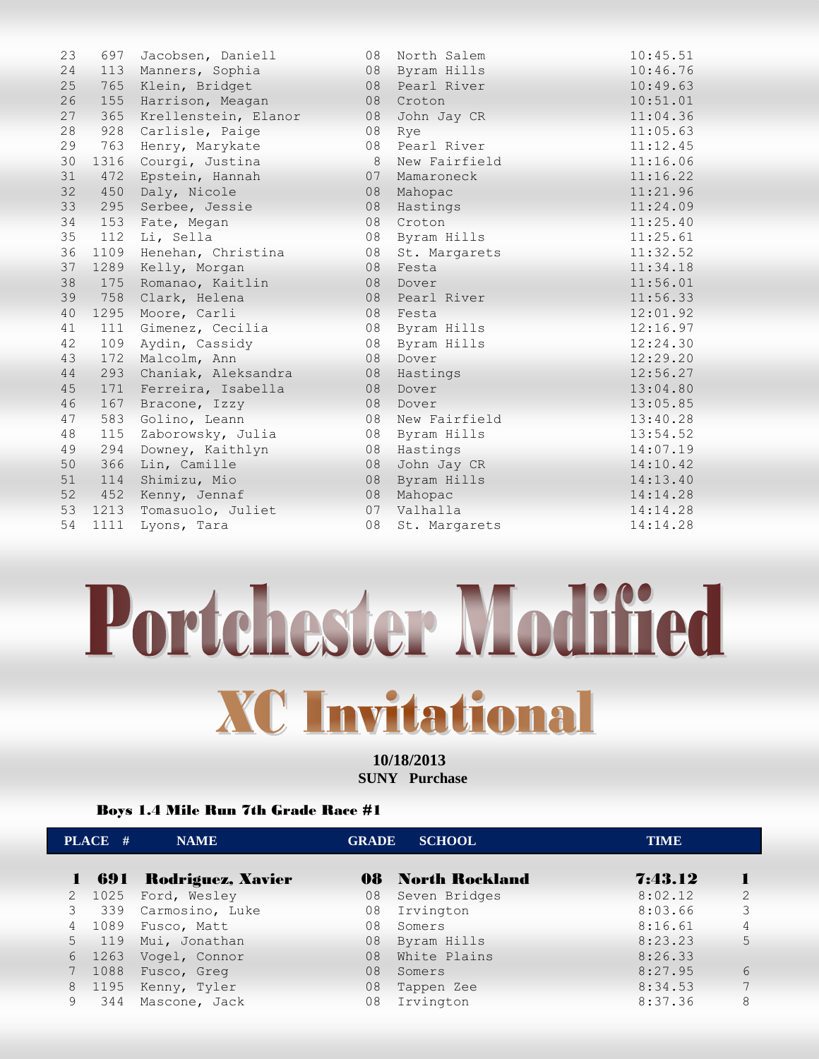| | | | | | |
|---|---|---|---|---|---|
| 23 | 697 | Jacobsen, Daniell | 08 | North Salem | 10:45.51 |
| 24 | 113 | Manners, Sophia | 08 | Byram Hills | 10:46.76 |
| 25 | 765 | Klein, Bridget | 08 | Pearl River | 10:49.63 |
| 26 | 155 | Harrison, Meagan | 08 | Croton | 10:51.01 |
| 27 | 365 | Krellenstein, Elanor | 08 | John Jay CR | 11:04.36 |
| 28 | 928 | Carlisle, Paige | 08 | Rye | 11:05.63 |
| 29 | 763 | Henry, Marykate | 08 | Pearl River | 11:12.45 |
| 30 | 1316 | Courgi, Justina | 8 | New Fairfield | 11:16.06 |
| 31 | 472 | Epstein, Hannah | 07 | Mamaroneck | 11:16.22 |
| 32 | 450 | Daly, Nicole | 08 | Mahopac | 11:21.96 |
| 33 | 295 | Serbee, Jessie | 08 | Hastings | 11:24.09 |
| 34 | 153 | Fate, Megan | 08 | Croton | 11:25.40 |
| 35 | 112 | Li, Sella | 08 | Byram Hills | 11:25.61 |
| 36 | 1109 | Henehan, Christina | 08 | St. Margarets | 11:32.52 |
| 37 | 1289 | Kelly, Morgan | 08 | Festa | 11:34.18 |
| 38 | 175 | Romanao, Kaitlin | 08 | Dover | 11:56.01 |
| 39 | 758 | Clark, Helena | 08 | Pearl River | 11:56.33 |
| 40 | 1295 | Moore, Carli | 08 | Festa | 12:01.92 |
| 41 | 111 | Gimenez, Cecilia | 08 | Byram Hills | 12:16.97 |
| 42 | 109 | Aydin, Cassidy | 08 | Byram Hills | 12:24.30 |
| 43 | 172 | Malcolm, Ann | 08 | Dover | 12:29.20 |
| 44 | 293 | Chaniak, Aleksandra | 08 | Hastings | 12:56.27 |
| 45 | 171 | Ferreira, Isabella | 08 | Dover | 13:04.80 |
| 46 | 167 | Bracone, Izzy | 08 | Dover | 13:05.85 |
| 47 | 583 | Golino, Leann | 08 | New Fairfield | 13:40.28 |
| 48 | 115 | Zaborowsky, Julia | 08 | Byram Hills | 13:54.52 |
| 49 | 294 | Downey, Kaithlyn | 08 | Hastings | 14:07.19 |
| 50 | 366 | Lin, Camille | 08 | John Jay CR | 14:10.42 |
| 51 | 114 | Shimizu, Mio | 08 | Byram Hills | 14:13.40 |
| 52 | 452 | Kenny, Jennaf | 08 | Mahopac | 14:14.28 |
| 53 | 1213 | Tomasuolo, Juliet | 07 | Valhalla | 14:14.28 |
| 54 | 1111 | Lyons, Tara | 08 | St. Margarets | 14:14.28 |

# Portchester Modified

## XC Invitational

**10/18/2013**
**SUNY Purchase**

### Boys 1.4 Mile Run 7th Grade Race #1

| PLACE | # | NAME | GRADE | SCHOOL | TIME | |
|---|---|---|---|---|---|---|
| **1** | **691** | **Rodriguez, Xavier** | **08** | **North Rockland** | **7:43.12** | **1** |
| 2 | 1025 | Ford, Wesley | 08 | Seven Bridges | 8:02.12 | 2 |
| 3 | 339 | Carmosino, Luke | 08 | Irvington | 8:03.66 | 3 |
| 4 | 1089 | Fusco, Matt | 08 | Somers | 8:16.61 | 4 |
| 5 | 119 | Mui, Jonathan | 08 | Byram Hills | 8:23.23 | 5 |
| 6 | 1263 | Vogel, Connor | 08 | White Plains | 8:26.33 | |
| 7 | 1088 | Fusco, Greg | 08 | Somers | 8:27.95 | 6 |
| 8 | 1195 | Kenny, Tyler | 08 | Tappen Zee | 8:34.53 | 7 |
| 9 | 344 | Mascone, Jack | 08 | Irvington | 8:37.36 | 8 |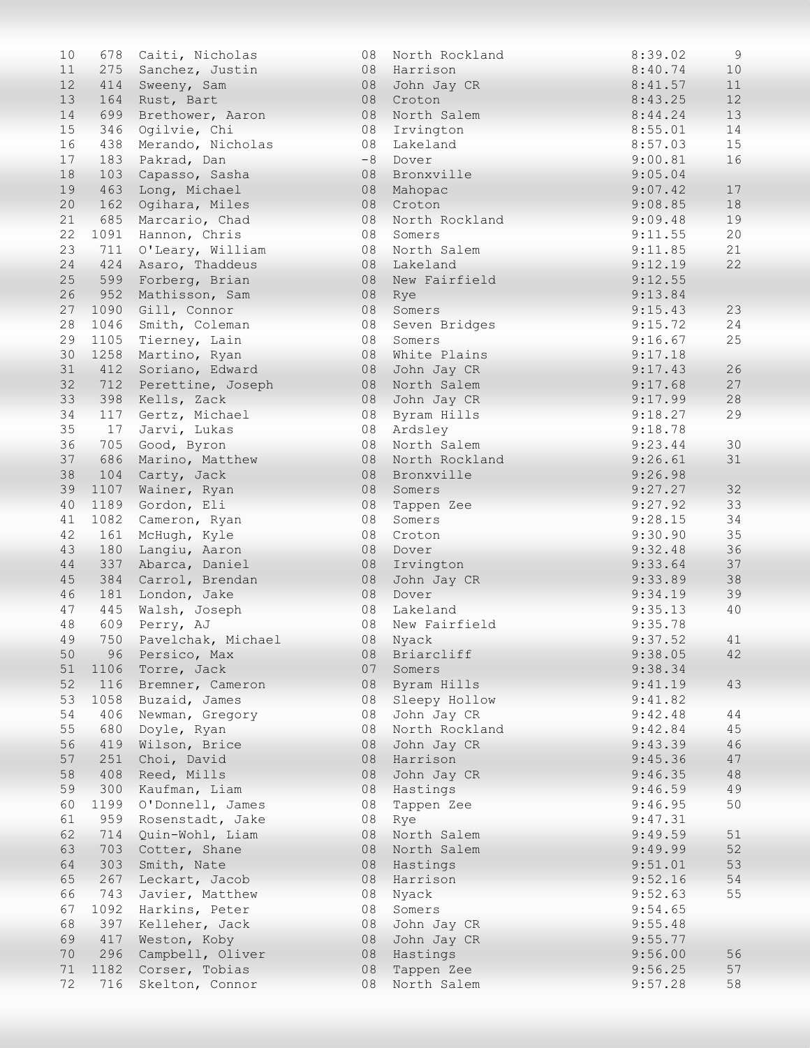| Place | Bib | Name | Grade | School | Time | Points |
|---|---|---|---|---|---|---|
| 10 | 678 | Caiti, Nicholas | 08 | North Rockland | 8:39.02 | 9 |
| 11 | 275 | Sanchez, Justin | 08 | Harrison | 8:40.74 | 10 |
| 12 | 414 | Sweeny, Sam | 08 | John Jay CR | 8:41.57 | 11 |
| 13 | 164 | Rust, Bart | 08 | Croton | 8:43.25 | 12 |
| 14 | 699 | Brethower, Aaron | 08 | North Salem | 8:44.24 | 13 |
| 15 | 346 | Ogilvie, Chi | 08 | Irvington | 8:55.01 | 14 |
| 16 | 438 | Merando, Nicholas | 08 | Lakeland | 8:57.03 | 15 |
| 17 | 183 | Pakrad, Dan | -8 | Dover | 9:00.81 | 16 |
| 18 | 103 | Capasso, Sasha | 08 | Bronxville | 9:05.04 | |
| 19 | 463 | Long, Michael | 08 | Mahopac | 9:07.42 | 17 |
| 20 | 162 | Ogihara, Miles | 08 | Croton | 9:08.85 | 18 |
| 21 | 685 | Marcario, Chad | 08 | North Rockland | 9:09.48 | 19 |
| 22 | 1091 | Hannon, Chris | 08 | Somers | 9:11.55 | 20 |
| 23 | 711 | O'Leary, William | 08 | North Salem | 9:11.85 | 21 |
| 24 | 424 | Asaro, Thaddeus | 08 | Lakeland | 9:12.19 | 22 |
| 25 | 599 | Forberg, Brian | 08 | New Fairfield | 9:12.55 | |
| 26 | 952 | Mathisson, Sam | 08 | Rye | 9:13.84 | |
| 27 | 1090 | Gill, Connor | 08 | Somers | 9:15.43 | 23 |
| 28 | 1046 | Smith, Coleman | 08 | Seven Bridges | 9:15.72 | 24 |
| 29 | 1105 | Tierney, Lain | 08 | Somers | 9:16.67 | 25 |
| 30 | 1258 | Martino, Ryan | 08 | White Plains | 9:17.18 | |
| 31 | 412 | Soriano, Edward | 08 | John Jay CR | 9:17.43 | 26 |
| 32 | 712 | Perettine, Joseph | 08 | North Salem | 9:17.68 | 27 |
| 33 | 398 | Kells, Zack | 08 | John Jay CR | 9:17.99 | 28 |
| 34 | 117 | Gertz, Michael | 08 | Byram Hills | 9:18.27 | 29 |
| 35 | 17 | Jarvi, Lukas | 08 | Ardsley | 9:18.78 | |
| 36 | 705 | Good, Byron | 08 | North Salem | 9:23.44 | 30 |
| 37 | 686 | Marino, Matthew | 08 | North Rockland | 9:26.61 | 31 |
| 38 | 104 | Carty, Jack | 08 | Bronxville | 9:26.98 | |
| 39 | 1107 | Wainer, Ryan | 08 | Somers | 9:27.27 | 32 |
| 40 | 1189 | Gordon, Eli | 08 | Tappen Zee | 9:27.92 | 33 |
| 41 | 1082 | Cameron, Ryan | 08 | Somers | 9:28.15 | 34 |
| 42 | 161 | McHugh, Kyle | 08 | Croton | 9:30.90 | 35 |
| 43 | 180 | Langiu, Aaron | 08 | Dover | 9:32.48 | 36 |
| 44 | 337 | Abarca, Daniel | 08 | Irvington | 9:33.64 | 37 |
| 45 | 384 | Carrol, Brendan | 08 | John Jay CR | 9:33.89 | 38 |
| 46 | 181 | London, Jake | 08 | Dover | 9:34.19 | 39 |
| 47 | 445 | Walsh, Joseph | 08 | Lakeland | 9:35.13 | 40 |
| 48 | 609 | Perry, AJ | 08 | New Fairfield | 9:35.78 | |
| 49 | 750 | Pavelchak, Michael | 08 | Nyack | 9:37.52 | 41 |
| 50 | 96 | Persico, Max | 08 | Briarcliff | 9:38.05 | 42 |
| 51 | 1106 | Torre, Jack | 07 | Somers | 9:38.34 | |
| 52 | 116 | Bremner, Cameron | 08 | Byram Hills | 9:41.19 | 43 |
| 53 | 1058 | Buzaid, James | 08 | Sleepy Hollow | 9:41.82 | |
| 54 | 406 | Newman, Gregory | 08 | John Jay CR | 9:42.48 | 44 |
| 55 | 680 | Doyle, Ryan | 08 | North Rockland | 9:42.84 | 45 |
| 56 | 419 | Wilson, Brice | 08 | John Jay CR | 9:43.39 | 46 |
| 57 | 251 | Choi, David | 08 | Harrison | 9:45.36 | 47 |
| 58 | 408 | Reed, Mills | 08 | John Jay CR | 9:46.35 | 48 |
| 59 | 300 | Kaufman, Liam | 08 | Hastings | 9:46.59 | 49 |
| 60 | 1199 | O'Donnell, James | 08 | Tappen Zee | 9:46.95 | 50 |
| 61 | 959 | Rosenstadt, Jake | 08 | Rye | 9:47.31 | |
| 62 | 714 | Quin-Wohl, Liam | 08 | North Salem | 9:49.59 | 51 |
| 63 | 703 | Cotter, Shane | 08 | North Salem | 9:49.99 | 52 |
| 64 | 303 | Smith, Nate | 08 | Hastings | 9:51.01 | 53 |
| 65 | 267 | Leckart, Jacob | 08 | Harrison | 9:52.16 | 54 |
| 66 | 743 | Javier, Matthew | 08 | Nyack | 9:52.63 | 55 |
| 67 | 1092 | Harkins, Peter | 08 | Somers | 9:54.65 | |
| 68 | 397 | Kelleher, Jack | 08 | John Jay CR | 9:55.48 | |
| 69 | 417 | Weston, Koby | 08 | John Jay CR | 9:55.77 | |
| 70 | 296 | Campbell, Oliver | 08 | Hastings | 9:56.00 | 56 |
| 71 | 1182 | Corser, Tobias | 08 | Tappen Zee | 9:56.25 | 57 |
| 72 | 716 | Skelton, Connor | 08 | North Salem | 9:57.28 | 58 |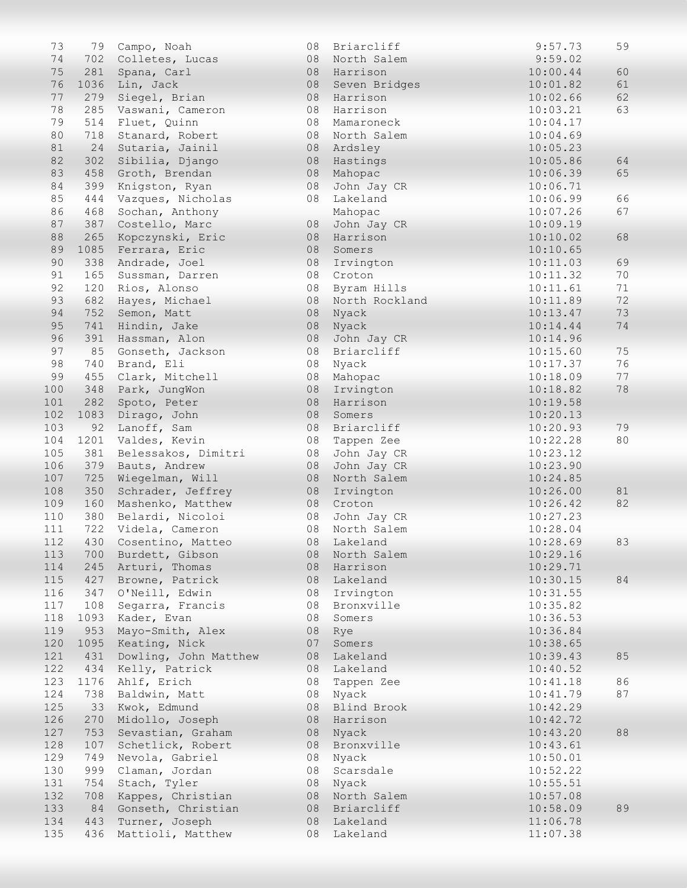| Place | Bib | Name | Grade | School | Time | Points |
|---|---|---|---|---|---|---|
| 73 | 79 | Campo, Noah | 08 | Briarcliff | 9:57.73 | 59 |
| 74 | 702 | Colletes, Lucas | 08 | North Salem | 9:59.02 | |
| 75 | 281 | Spana, Carl | 08 | Harrison | 10:00.44 | 60 |
| 76 | 1036 | Lin, Jack | 08 | Seven Bridges | 10:01.82 | 61 |
| 77 | 279 | Siegel, Brian | 08 | Harrison | 10:02.66 | 62 |
| 78 | 285 | Vaswani, Cameron | 08 | Harrison | 10:03.21 | 63 |
| 79 | 514 | Fluet, Quinn | 08 | Mamaroneck | 10:04.17 | |
| 80 | 718 | Stanard, Robert | 08 | North Salem | 10:04.69 | |
| 81 | 24 | Sutaria, Jainil | 08 | Ardsley | 10:05.23 | |
| 82 | 302 | Sibilia, Django | 08 | Hastings | 10:05.86 | 64 |
| 83 | 458 | Groth, Brendan | 08 | Mahopac | 10:06.39 | 65 |
| 84 | 399 | Knigston, Ryan | 08 | John Jay CR | 10:06.71 | |
| 85 | 444 | Vazques, Nicholas | 08 | Lakeland | 10:06.99 | 66 |
| 86 | 468 | Sochan, Anthony | | Mahopac | 10:07.26 | 67 |
| 87 | 387 | Costello, Marc | 08 | John Jay CR | 10:09.19 | |
| 88 | 265 | Kopczynski, Eric | 08 | Harrison | 10:10.02 | 68 |
| 89 | 1085 | Ferrara, Eric | 08 | Somers | 10:10.65 | |
| 90 | 338 | Andrade, Joel | 08 | Irvington | 10:11.03 | 69 |
| 91 | 165 | Sussman, Darren | 08 | Croton | 10:11.32 | 70 |
| 92 | 120 | Rios, Alonso | 08 | Byram Hills | 10:11.61 | 71 |
| 93 | 682 | Hayes, Michael | 08 | North Rockland | 10:11.89 | 72 |
| 94 | 752 | Semon, Matt | 08 | Nyack | 10:13.47 | 73 |
| 95 | 741 | Hindin, Jake | 08 | Nyack | 10:14.44 | 74 |
| 96 | 391 | Hassman, Alon | 08 | John Jay CR | 10:14.96 | |
| 97 | 85 | Gonseth, Jackson | 08 | Briarcliff | 10:15.60 | 75 |
| 98 | 740 | Brand, Eli | 08 | Nyack | 10:17.37 | 76 |
| 99 | 455 | Clark, Mitchell | 08 | Mahopac | 10:18.09 | 77 |
| 100 | 348 | Park, JungWon | 08 | Irvington | 10:18.82 | 78 |
| 101 | 282 | Spoto, Peter | 08 | Harrison | 10:19.58 | |
| 102 | 1083 | Dirago, John | 08 | Somers | 10:20.13 | |
| 103 | 92 | Lanoff, Sam | 08 | Briarcliff | 10:20.93 | 79 |
| 104 | 1201 | Valdes, Kevin | 08 | Tappen Zee | 10:22.28 | 80 |
| 105 | 381 | Belessakos, Dimitri | 08 | John Jay CR | 10:23.12 | |
| 106 | 379 | Bauts, Andrew | 08 | John Jay CR | 10:23.90 | |
| 107 | 725 | Wiegelman, Will | 08 | North Salem | 10:24.85 | |
| 108 | 350 | Schrader, Jeffrey | 08 | Irvington | 10:26.00 | 81 |
| 109 | 160 | Mashenko, Matthew | 08 | Croton | 10:26.42 | 82 |
| 110 | 380 | Belardi, Nicoloi | 08 | John Jay CR | 10:27.23 | |
| 111 | 722 | Videla, Cameron | 08 | North Salem | 10:28.04 | |
| 112 | 430 | Cosentino, Matteo | 08 | Lakeland | 10:28.69 | 83 |
| 113 | 700 | Burdett, Gibson | 08 | North Salem | 10:29.16 | |
| 114 | 245 | Arturi, Thomas | 08 | Harrison | 10:29.71 | |
| 115 | 427 | Browne, Patrick | 08 | Lakeland | 10:30.15 | 84 |
| 116 | 347 | O'Neill, Edwin | 08 | Irvington | 10:31.55 | |
| 117 | 108 | Segarra, Francis | 08 | Bronxville | 10:35.82 | |
| 118 | 1093 | Kader, Evan | 08 | Somers | 10:36.53 | |
| 119 | 953 | Mayo-Smith, Alex | 08 | Rye | 10:36.84 | |
| 120 | 1095 | Keating, Nick | 07 | Somers | 10:38.65 | |
| 121 | 431 | Dowling, John Matthew | 08 | Lakeland | 10:39.43 | 85 |
| 122 | 434 | Kelly, Patrick | 08 | Lakeland | 10:40.52 | |
| 123 | 1176 | Ahlf, Erich | 08 | Tappen Zee | 10:41.18 | 86 |
| 124 | 738 | Baldwin, Matt | 08 | Nyack | 10:41.79 | 87 |
| 125 | 33 | Kwok, Edmund | 08 | Blind Brook | 10:42.29 | |
| 126 | 270 | Midollo, Joseph | 08 | Harrison | 10:42.72 | |
| 127 | 753 | Sevastian, Graham | 08 | Nyack | 10:43.20 | 88 |
| 128 | 107 | Schetlick, Robert | 08 | Bronxville | 10:43.61 | |
| 129 | 749 | Nevola, Gabriel | 08 | Nyack | 10:50.01 | |
| 130 | 999 | Claman, Jordan | 08 | Scarsdale | 10:52.22 | |
| 131 | 754 | Stach, Tyler | 08 | Nyack | 10:55.51 | |
| 132 | 708 | Kappes, Christian | 08 | North Salem | 10:57.08 | |
| 133 | 84 | Gonseth, Christian | 08 | Briarcliff | 10:58.09 | 89 |
| 134 | 443 | Turner, Joseph | 08 | Lakeland | 11:06.78 | |
| 135 | 436 | Mattioli, Matthew | 08 | Lakeland | 11:07.38 | |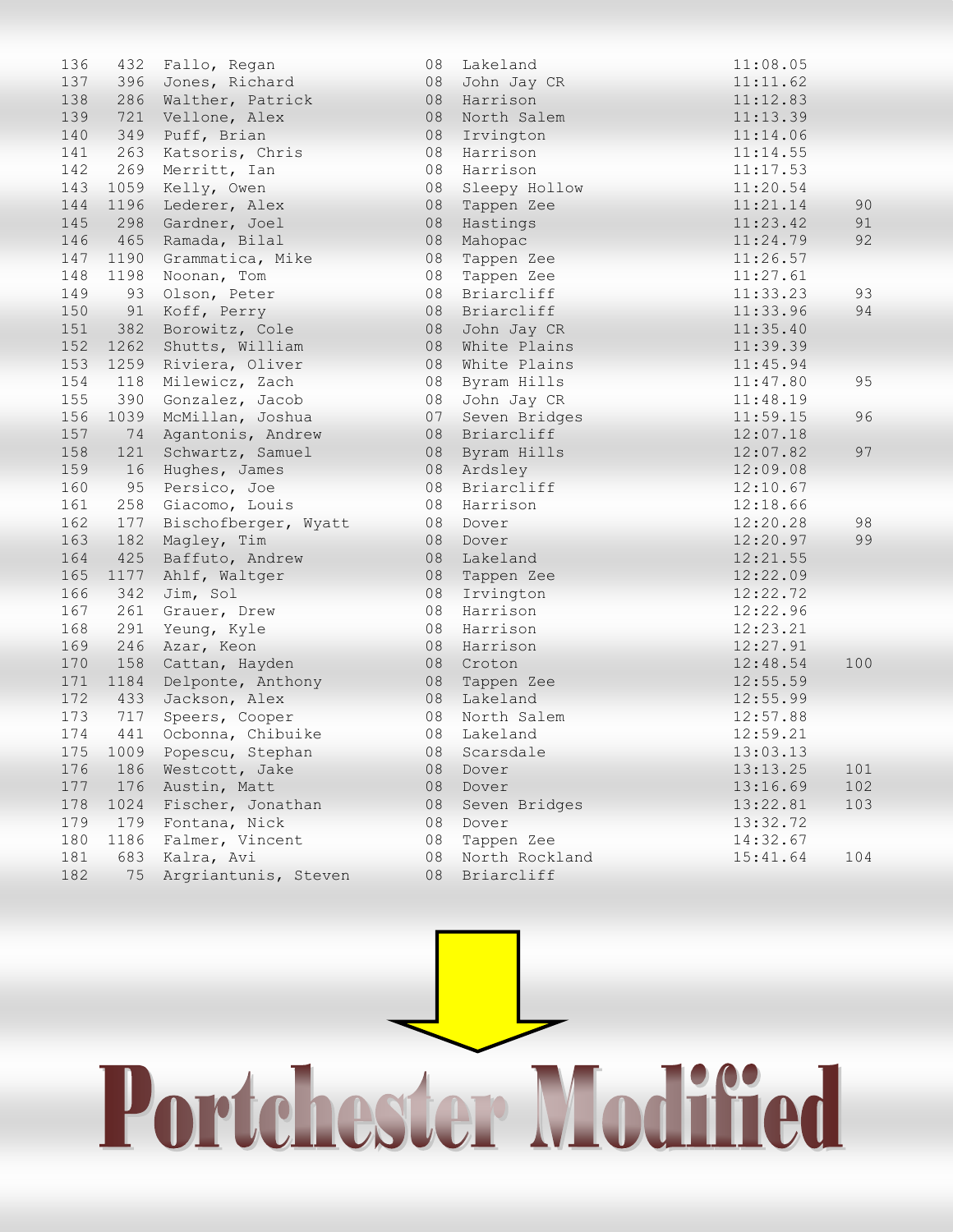| | | | | | | |
|---|---|---|---|---|---|---|
| 136 | 432 | Fallo, Regan | 08 | Lakeland | 11:08.05 | |
| 137 | 396 | Jones, Richard | 08 | John Jay CR | 11:11.62 | |
| 138 | 286 | Walther, Patrick | 08 | Harrison | 11:12.83 | |
| 139 | 721 | Vellone, Alex | 08 | North Salem | 11:13.39 | |
| 140 | 349 | Puff, Brian | 08 | Irvington | 11:14.06 | |
| 141 | 263 | Katsoris, Chris | 08 | Harrison | 11:14.55 | |
| 142 | 269 | Merritt, Ian | 08 | Harrison | 11:17.53 | |
| 143 | 1059 | Kelly, Owen | 08 | Sleepy Hollow | 11:20.54 | |
| 144 | 1196 | Lederer, Alex | 08 | Tappen Zee | 11:21.14 | 90 |
| 145 | 298 | Gardner, Joel | 08 | Hastings | 11:23.42 | 91 |
| 146 | 465 | Ramada, Bilal | 08 | Mahopac | 11:24.79 | 92 |
| 147 | 1190 | Grammatica, Mike | 08 | Tappen Zee | 11:26.57 | |
| 148 | 1198 | Noonan, Tom | 08 | Tappen Zee | 11:27.61 | |
| 149 | 93 | Olson, Peter | 08 | Briarcliff | 11:33.23 | 93 |
| 150 | 91 | Koff, Perry | 08 | Briarcliff | 11:33.96 | 94 |
| 151 | 382 | Borowitz, Cole | 08 | John Jay CR | 11:35.40 | |
| 152 | 1262 | Shutts, William | 08 | White Plains | 11:39.39 | |
| 153 | 1259 | Riviera, Oliver | 08 | White Plains | 11:45.94 | |
| 154 | 118 | Milewicz, Zach | 08 | Byram Hills | 11:47.80 | 95 |
| 155 | 390 | Gonzalez, Jacob | 08 | John Jay CR | 11:48.19 | |
| 156 | 1039 | McMillan, Joshua | 07 | Seven Bridges | 11:59.15 | 96 |
| 157 | 74 | Agantonis, Andrew | 08 | Briarcliff | 12:07.18 | |
| 158 | 121 | Schwartz, Samuel | 08 | Byram Hills | 12:07.82 | 97 |
| 159 | 16 | Hughes, James | 08 | Ardsley | 12:09.08 | |
| 160 | 95 | Persico, Joe | 08 | Briarcliff | 12:10.67 | |
| 161 | 258 | Giacomo, Louis | 08 | Harrison | 12:18.66 | |
| 162 | 177 | Bischofberger, Wyatt | 08 | Dover | 12:20.28 | 98 |
| 163 | 182 | Magley, Tim | 08 | Dover | 12:20.97 | 99 |
| 164 | 425 | Baffuto, Andrew | 08 | Lakeland | 12:21.55 | |
| 165 | 1177 | Ahlf, Waltger | 08 | Tappen Zee | 12:22.09 | |
| 166 | 342 | Jim, Sol | 08 | Irvington | 12:22.72 | |
| 167 | 261 | Grauer, Drew | 08 | Harrison | 12:22.96 | |
| 168 | 291 | Yeung, Kyle | 08 | Harrison | 12:23.21 | |
| 169 | 246 | Azar, Keon | 08 | Harrison | 12:27.91 | |
| 170 | 158 | Cattan, Hayden | 08 | Croton | 12:48.54 | 100 |
| 171 | 1184 | Delponte, Anthony | 08 | Tappen Zee | 12:55.59 | |
| 172 | 433 | Jackson, Alex | 08 | Lakeland | 12:55.99 | |
| 173 | 717 | Speers, Cooper | 08 | North Salem | 12:57.88 | |
| 174 | 441 | Ocbonna, Chibuike | 08 | Lakeland | 12:59.21 | |
| 175 | 1009 | Popescu, Stephan | 08 | Scarsdale | 13:03.13 | |
| 176 | 186 | Westcott, Jake | 08 | Dover | 13:13.25 | 101 |
| 177 | 176 | Austin, Matt | 08 | Dover | 13:16.69 | 102 |
| 178 | 1024 | Fischer, Jonathan | 08 | Seven Bridges | 13:22.81 | 103 |
| 179 | 179 | Fontana, Nick | 08 | Dover | 13:32.72 | |
| 180 | 1186 | Falmer, Vincent | 08 | Tappen Zee | 14:32.67 | |
| 181 | 683 | Kalra, Avi | 08 | North Rockland | 15:41.64 | 104 |
| 182 | 75 | Argriantunis, Steven | 08 | Briarcliff | | |

# Portchester Modified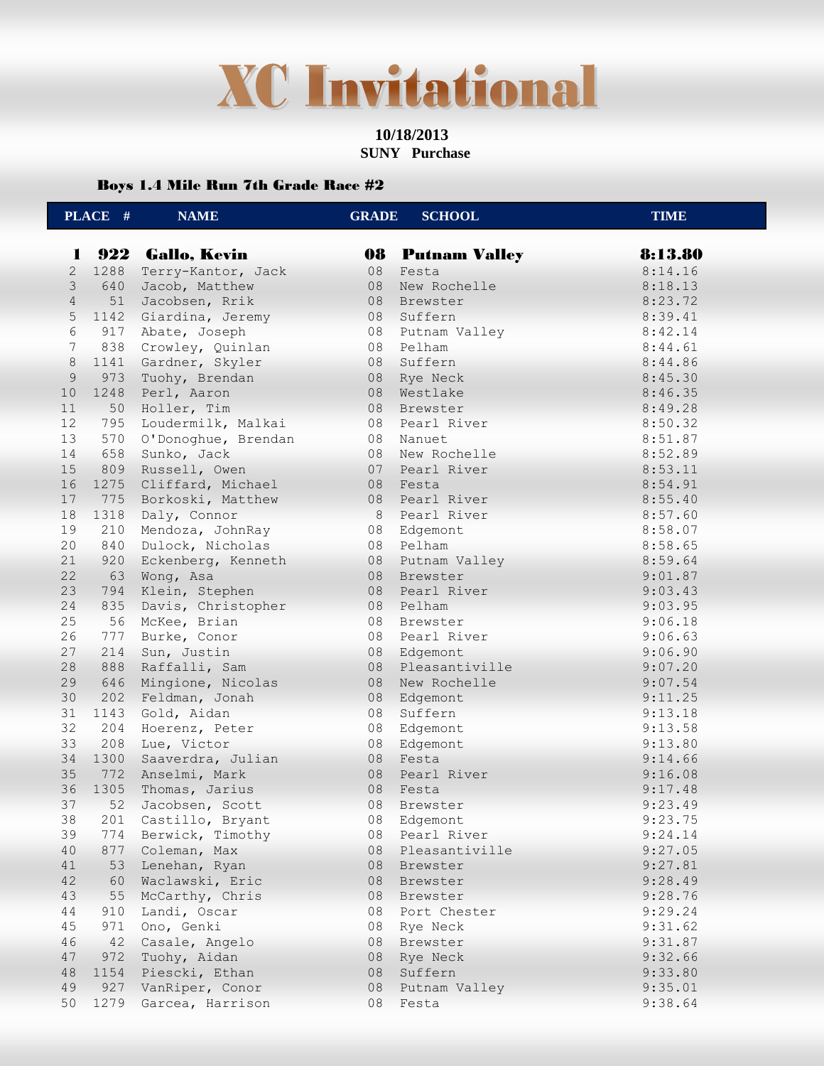# XC Invitational

**10/18/2013**
**SUNY Purchase**

### Boys 1.4 Mile Run 7th Grade Race #2

| PLACE | # | NAME | GRADE | SCHOOL | TIME |
|---|---|---|---|---|---|
| **1** | **922** | **Gallo, Kevin** | **08** | **Putnam Valley** | **8:13.80** |
| 2 | 1288 | Terry-Kantor, Jack | 08 | Festa | 8:14.16 |
| 3 | 640 | Jacob, Matthew | 08 | New Rochelle | 8:18.13 |
| 4 | 51 | Jacobsen, Rrik | 08 | Brewster | 8:23.72 |
| 5 | 1142 | Giardina, Jeremy | 08 | Suffern | 8:39.41 |
| 6 | 917 | Abate, Joseph | 08 | Putnam Valley | 8:42.14 |
| 7 | 838 | Crowley, Quinlan | 08 | Pelham | 8:44.61 |
| 8 | 1141 | Gardner, Skyler | 08 | Suffern | 8:44.86 |
| 9 | 973 | Tuohy, Brendan | 08 | Rye Neck | 8:45.30 |
| 10 | 1248 | Perl, Aaron | 08 | Westlake | 8:46.35 |
| 11 | 50 | Holler, Tim | 08 | Brewster | 8:49.28 |
| 12 | 795 | Loudermilk, Malkai | 08 | Pearl River | 8:50.32 |
| 13 | 570 | O'Donoghue, Brendan | 08 | Nanuet | 8:51.87 |
| 14 | 658 | Sunko, Jack | 08 | New Rochelle | 8:52.89 |
| 15 | 809 | Russell, Owen | 07 | Pearl River | 8:53.11 |
| 16 | 1275 | Clifford, Michael | 08 | Festa | 8:54.91 |
| 17 | 775 | Borkoski, Matthew | 08 | Pearl River | 8:55.40 |
| 18 | 1318 | Daly, Connor | 8 | Pearl River | 8:57.60 |
| 19 | 210 | Mendoza, JohnRay | 08 | Edgemont | 8:58.07 |
| 20 | 840 | Dulock, Nicholas | 08 | Pelham | 8:58.65 |
| 21 | 920 | Eckenberg, Kenneth | 08 | Putnam Valley | 8:59.64 |
| 22 | 63 | Wong, Asa | 08 | Brewster | 9:01.87 |
| 23 | 794 | Klein, Stephen | 08 | Pearl River | 9:03.43 |
| 24 | 835 | Davis, Christopher | 08 | Pelham | 9:03.95 |
| 25 | 56 | McKee, Brian | 08 | Brewster | 9:06.18 |
| 26 | 777 | Burke, Conor | 08 | Pearl River | 9:06.63 |
| 27 | 214 | Sun, Justin | 08 | Edgemont | 9:06.90 |
| 28 | 888 | Raffalli, Sam | 08 | Pleasantiville | 9:07.20 |
| 29 | 646 | Mingione, Nicolas | 08 | New Rochelle | 9:07.54 |
| 30 | 202 | Feldman, Jonah | 08 | Edgemont | 9:11.25 |
| 31 | 1143 | Gold, Aidan | 08 | Suffern | 9:13.18 |
| 32 | 204 | Hoerenz, Peter | 08 | Edgemont | 9:13.58 |
| 33 | 208 | Lue, Victor | 08 | Edgemont | 9:13.80 |
| 34 | 1300 | Saaverdra, Julian | 08 | Festa | 9:14.66 |
| 35 | 772 | Anselmi, Mark | 08 | Pearl River | 9:16.08 |
| 36 | 1305 | Thomas, Jarius | 08 | Festa | 9:17.48 |
| 37 | 52 | Jacobsen, Scott | 08 | Brewster | 9:23.49 |
| 38 | 201 | Castillo, Bryant | 08 | Edgemont | 9:23.75 |
| 39 | 774 | Berwick, Timothy | 08 | Pearl River | 9:24.14 |
| 40 | 877 | Coleman, Max | 08 | Pleasantiville | 9:27.05 |
| 41 | 53 | Lenehan, Ryan | 08 | Brewster | 9:27.81 |
| 42 | 60 | Waclawski, Eric | 08 | Brewster | 9:28.49 |
| 43 | 55 | McCarthy, Chris | 08 | Brewster | 9:28.76 |
| 44 | 910 | Landi, Oscar | 08 | Port Chester | 9:29.24 |
| 45 | 971 | Ono, Genki | 08 | Rye Neck | 9:31.62 |
| 46 | 42 | Casale, Angelo | 08 | Brewster | 9:31.87 |
| 47 | 972 | Tuohy, Aidan | 08 | Rye Neck | 9:32.66 |
| 48 | 1154 | Piescki, Ethan | 08 | Suffern | 9:33.80 |
| 49 | 927 | VanRiper, Conor | 08 | Putnam Valley | 9:35.01 |
| 50 | 1279 | Garcea, Harrison | 08 | Festa | 9:38.64 |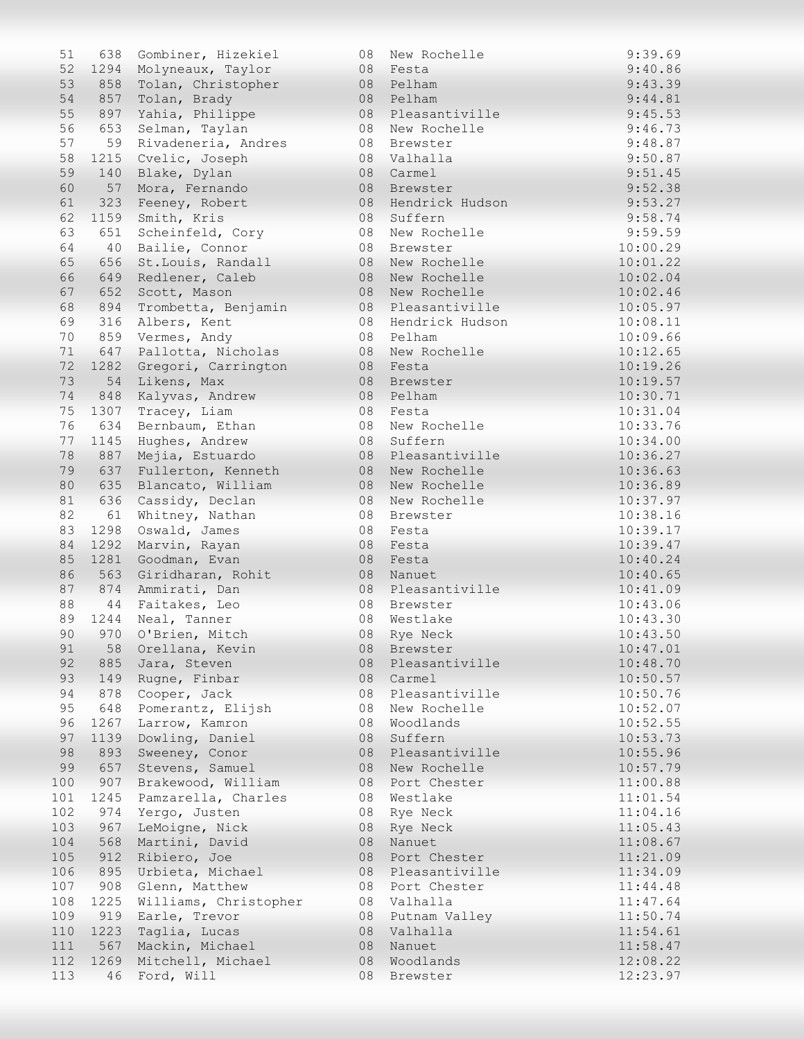| | | | | | |
|---|---|---|---|---|---|
| 51 | 638 | Gombiner, Hizekiel | 08 | New Rochelle | 9:39.69 |
| 52 | 1294 | Molyneaux, Taylor | 08 | Festa | 9:40.86 |
| 53 | 858 | Tolan, Christopher | 08 | Pelham | 9:43.39 |
| 54 | 857 | Tolan, Brady | 08 | Pelham | 9:44.81 |
| 55 | 897 | Yahia, Philippe | 08 | Pleasantiville | 9:45.53 |
| 56 | 653 | Selman, Taylan | 08 | New Rochelle | 9:46.73 |
| 57 | 59 | Rivadeneria, Andres | 08 | Brewster | 9:48.87 |
| 58 | 1215 | Cvelic, Joseph | 08 | Valhalla | 9:50.87 |
| 59 | 140 | Blake, Dylan | 08 | Carmel | 9:51.45 |
| 60 | 57 | Mora, Fernando | 08 | Brewster | 9:52.38 |
| 61 | 323 | Feeney, Robert | 08 | Hendrick Hudson | 9:53.27 |
| 62 | 1159 | Smith, Kris | 08 | Suffern | 9:58.74 |
| 63 | 651 | Scheinfeld, Cory | 08 | New Rochelle | 9:59.59 |
| 64 | 40 | Bailie, Connor | 08 | Brewster | 10:00.29 |
| 65 | 656 | St.Louis, Randall | 08 | New Rochelle | 10:01.22 |
| 66 | 649 | Redlener, Caleb | 08 | New Rochelle | 10:02.04 |
| 67 | 652 | Scott, Mason | 08 | New Rochelle | 10:02.46 |
| 68 | 894 | Trombetta, Benjamin | 08 | Pleasantiville | 10:05.97 |
| 69 | 316 | Albers, Kent | 08 | Hendrick Hudson | 10:08.11 |
| 70 | 859 | Vermes, Andy | 08 | Pelham | 10:09.66 |
| 71 | 647 | Pallotta, Nicholas | 08 | New Rochelle | 10:12.65 |
| 72 | 1282 | Gregori, Carrington | 08 | Festa | 10:19.26 |
| 73 | 54 | Likens, Max | 08 | Brewster | 10:19.57 |
| 74 | 848 | Kalyvas, Andrew | 08 | Pelham | 10:30.71 |
| 75 | 1307 | Tracey, Liam | 08 | Festa | 10:31.04 |
| 76 | 634 | Bernbaum, Ethan | 08 | New Rochelle | 10:33.76 |
| 77 | 1145 | Hughes, Andrew | 08 | Suffern | 10:34.00 |
| 78 | 887 | Mejia, Estuardo | 08 | Pleasantiville | 10:36.27 |
| 79 | 637 | Fullerton, Kenneth | 08 | New Rochelle | 10:36.63 |
| 80 | 635 | Blancato, William | 08 | New Rochelle | 10:36.89 |
| 81 | 636 | Cassidy, Declan | 08 | New Rochelle | 10:37.97 |
| 82 | 61 | Whitney, Nathan | 08 | Brewster | 10:38.16 |
| 83 | 1298 | Oswald, James | 08 | Festa | 10:39.17 |
| 84 | 1292 | Marvin, Rayan | 08 | Festa | 10:39.47 |
| 85 | 1281 | Goodman, Evan | 08 | Festa | 10:40.24 |
| 86 | 563 | Giridharan, Rohit | 08 | Nanuet | 10:40.65 |
| 87 | 874 | Ammirati, Dan | 08 | Pleasantiville | 10:41.09 |
| 88 | 44 | Faitakes, Leo | 08 | Brewster | 10:43.06 |
| 89 | 1244 | Neal, Tanner | 08 | Westlake | 10:43.30 |
| 90 | 970 | O'Brien, Mitch | 08 | Rye Neck | 10:43.50 |
| 91 | 58 | Orellana, Kevin | 08 | Brewster | 10:47.01 |
| 92 | 885 | Jara, Steven | 08 | Pleasantiville | 10:48.70 |
| 93 | 149 | Rugne, Finbar | 08 | Carmel | 10:50.57 |
| 94 | 878 | Cooper, Jack | 08 | Pleasantiville | 10:50.76 |
| 95 | 648 | Pomerantz, Elijsh | 08 | New Rochelle | 10:52.07 |
| 96 | 1267 | Larrow, Kamron | 08 | Woodlands | 10:52.55 |
| 97 | 1139 | Dowling, Daniel | 08 | Suffern | 10:53.73 |
| 98 | 893 | Sweeney, Conor | 08 | Pleasantiville | 10:55.96 |
| 99 | 657 | Stevens, Samuel | 08 | New Rochelle | 10:57.79 |
| 100 | 907 | Brakewood, William | 08 | Port Chester | 11:00.88 |
| 101 | 1245 | Pamzarella, Charles | 08 | Westlake | 11:01.54 |
| 102 | 974 | Yergo, Justen | 08 | Rye Neck | 11:04.16 |
| 103 | 967 | LeMoigne, Nick | 08 | Rye Neck | 11:05.43 |
| 104 | 568 | Martini, David | 08 | Nanuet | 11:08.67 |
| 105 | 912 | Ribiero, Joe | 08 | Port Chester | 11:21.09 |
| 106 | 895 | Urbieta, Michael | 08 | Pleasantiville | 11:34.09 |
| 107 | 908 | Glenn, Matthew | 08 | Port Chester | 11:44.48 |
| 108 | 1225 | Williams, Christopher | 08 | Valhalla | 11:47.64 |
| 109 | 919 | Earle, Trevor | 08 | Putnam Valley | 11:50.74 |
| 110 | 1223 | Taglia, Lucas | 08 | Valhalla | 11:54.61 |
| 111 | 567 | Mackin, Michael | 08 | Nanuet | 11:58.47 |
| 112 | 1269 | Mitchell, Michael | 08 | Woodlands | 12:08.22 |
| 113 | 46 | Ford, Will | 08 | Brewster | 12:23.97 |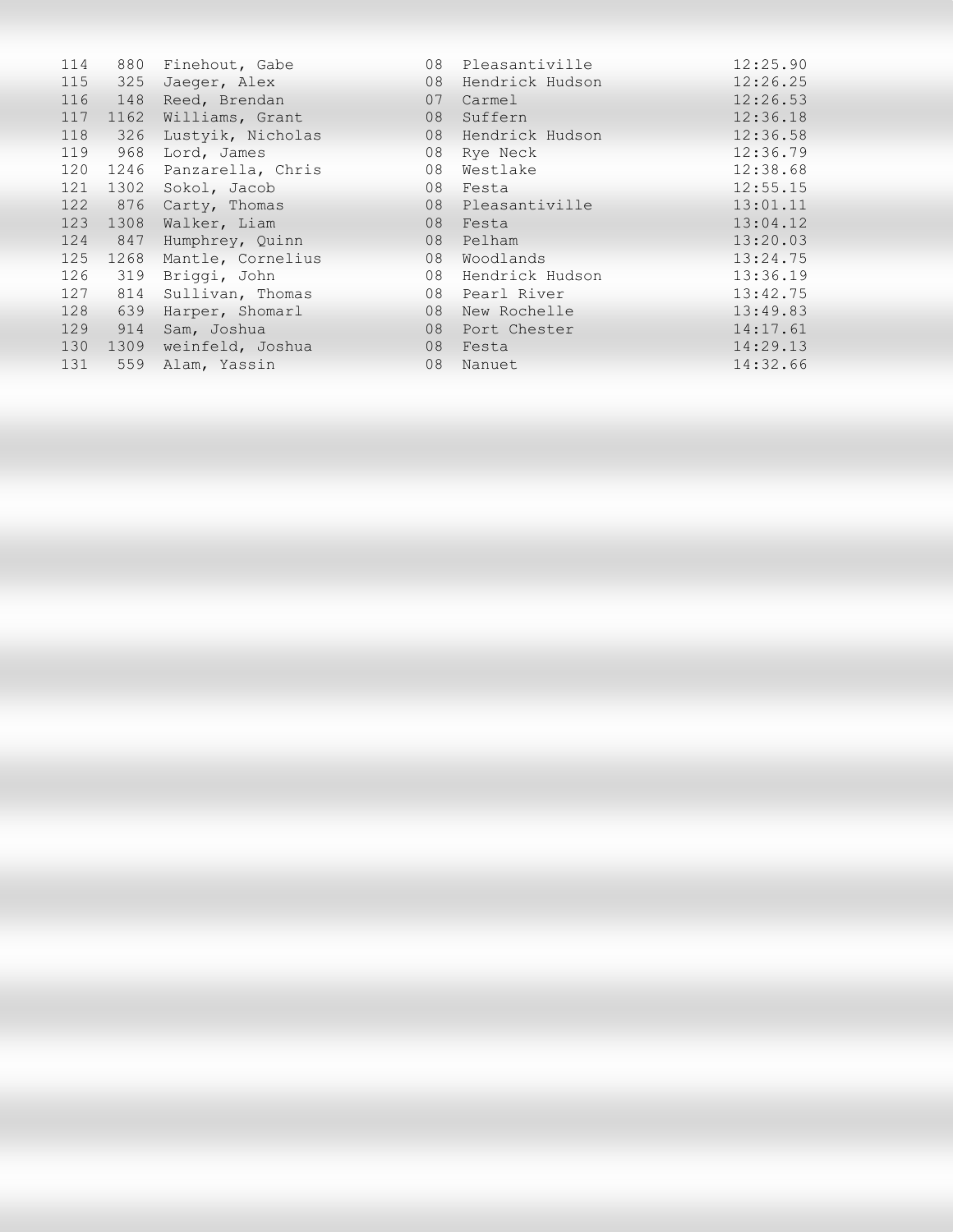| | | | | | |
|---|---|---|---|---|---|
| 114 | 880 | Finehout, Gabe | 08 | Pleasantiville | 12:25.90 |
| 115 | 325 | Jaeger, Alex | 08 | Hendrick Hudson | 12:26.25 |
| 116 | 148 | Reed, Brendan | 07 | Carmel | 12:26.53 |
| 117 | 1162 | Williams, Grant | 08 | Suffern | 12:36.18 |
| 118 | 326 | Lustyik, Nicholas | 08 | Hendrick Hudson | 12:36.58 |
| 119 | 968 | Lord, James | 08 | Rye Neck | 12:36.79 |
| 120 | 1246 | Panzarella, Chris | 08 | Westlake | 12:38.68 |
| 121 | 1302 | Sokol, Jacob | 08 | Festa | 12:55.15 |
| 122 | 876 | Carty, Thomas | 08 | Pleasantiville | 13:01.11 |
| 123 | 1308 | Walker, Liam | 08 | Festa | 13:04.12 |
| 124 | 847 | Humphrey, Quinn | 08 | Pelham | 13:20.03 |
| 125 | 1268 | Mantle, Cornelius | 08 | Woodlands | 13:24.75 |
| 126 | 319 | Briggi, John | 08 | Hendrick Hudson | 13:36.19 |
| 127 | 814 | Sullivan, Thomas | 08 | Pearl River | 13:42.75 |
| 128 | 639 | Harper, Shomarl | 08 | New Rochelle | 13:49.83 |
| 129 | 914 | Sam, Joshua | 08 | Port Chester | 14:17.61 |
| 130 | 1309 | weinfeld, Joshua | 08 | Festa | 14:29.13 |
| 131 | 559 | Alam, Yassin | 08 | Nanuet | 14:32.66 |